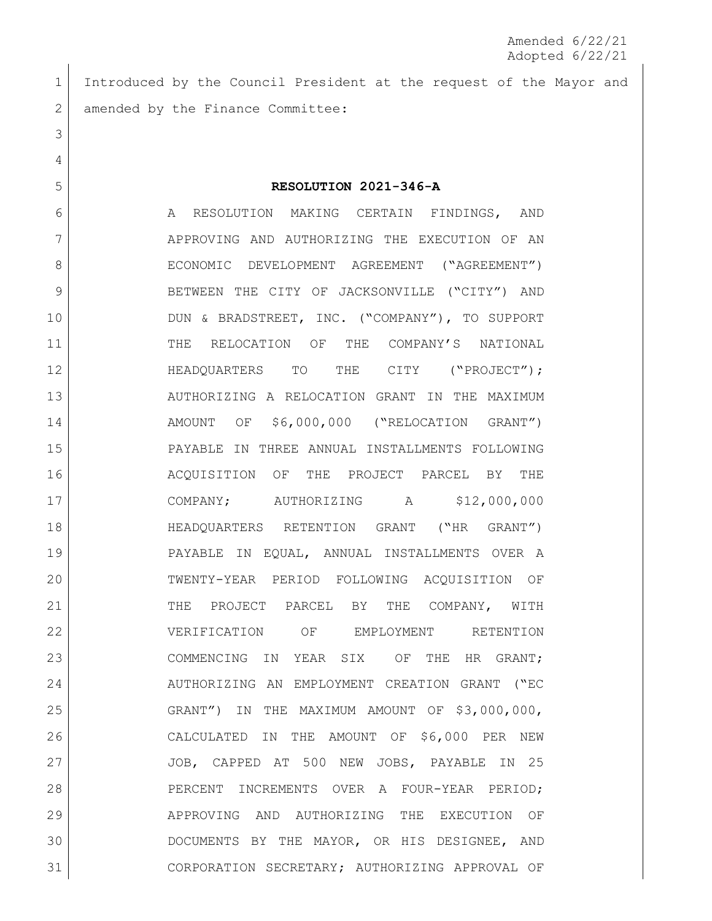Amended 6/22/21
Adopted 6/22/21

Introduced by the Council President at the request of the Mayor and amended by the Finance Committee:

**RESOLUTION 2021-346-A**

A RESOLUTION MAKING CERTAIN FINDINGS, AND APPROVING AND AUTHORIZING THE EXECUTION OF AN ECONOMIC DEVELOPMENT AGREEMENT ("AGREEMENT") BETWEEN THE CITY OF JACKSONVILLE ("CITY") AND DUN & BRADSTREET, INC. ("COMPANY"), TO SUPPORT THE RELOCATION OF THE COMPANY'S NATIONAL HEADQUARTERS TO THE CITY ("PROJECT"); AUTHORIZING A RELOCATION GRANT IN THE MAXIMUM AMOUNT OF $6,000,000 ("RELOCATION GRANT") PAYABLE IN THREE ANNUAL INSTALLMENTS FOLLOWING ACQUISITION OF THE PROJECT PARCEL BY THE COMPANY; AUTHORIZING A $12,000,000 HEADQUARTERS RETENTION GRANT ("HR GRANT") PAYABLE IN EQUAL, ANNUAL INSTALLMENTS OVER A TWENTY-YEAR PERIOD FOLLOWING ACQUISITION OF THE PROJECT PARCEL BY THE COMPANY, WITH VERIFICATION OF EMPLOYMENT RETENTION COMMENCING IN YEAR SIX OF THE HR GRANT; AUTHORIZING AN EMPLOYMENT CREATION GRANT ("EC GRANT") IN THE MAXIMUM AMOUNT OF $3,000,000, CALCULATED IN THE AMOUNT OF $6,000 PER NEW JOB, CAPPED AT 500 NEW JOBS, PAYABLE IN 25 PERCENT INCREMENTS OVER A FOUR-YEAR PERIOD; APPROVING AND AUTHORIZING THE EXECUTION OF DOCUMENTS BY THE MAYOR, OR HIS DESIGNEE, AND CORPORATION SECRETARY; AUTHORIZING APPROVAL OF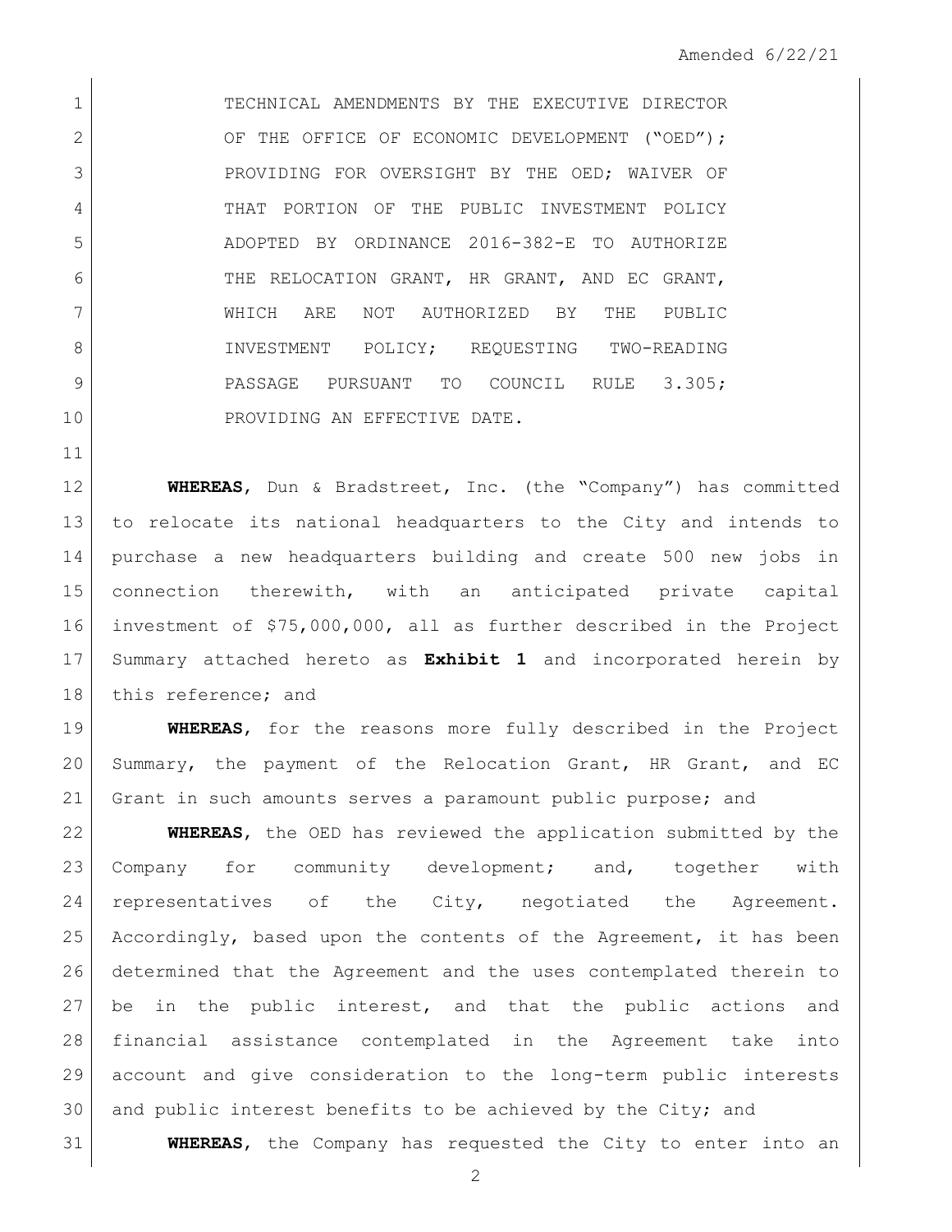TECHNICAL AMENDMENTS BY THE EXECUTIVE DIRECTOR OF THE OFFICE OF ECONOMIC DEVELOPMENT ("OED"); PROVIDING FOR OVERSIGHT BY THE OED; WAIVER OF THAT PORTION OF THE PUBLIC INVESTMENT POLICY ADOPTED BY ORDINANCE 2016-382-E TO AUTHORIZE THE RELOCATION GRANT, HR GRANT, AND EC GRANT, WHICH ARE NOT AUTHORIZED BY THE PUBLIC INVESTMENT POLICY; REQUESTING TWO-READING PASSAGE PURSUANT TO COUNCIL RULE 3.305; PROVIDING AN EFFECTIVE DATE.

**WHEREAS**, Dun & Bradstreet, Inc. (the "Company") has committed to relocate its national headquarters to the City and intends to purchase a new headquarters building and create 500 new jobs in connection therewith, with an anticipated private capital investment of $75,000,000, all as further described in the Project Summary attached hereto as **Exhibit 1** and incorporated herein by this reference; and

**WHEREAS**, for the reasons more fully described in the Project Summary, the payment of the Relocation Grant, HR Grant, and EC Grant in such amounts serves a paramount public purpose; and

**WHEREAS**, the OED has reviewed the application submitted by the Company for community development; and, together with representatives of the City, negotiated the Agreement. Accordingly, based upon the contents of the Agreement, it has been determined that the Agreement and the uses contemplated therein to be in the public interest, and that the public actions and financial assistance contemplated in the Agreement take into account and give consideration to the long-term public interests and public interest benefits to be achieved by the City; and

**WHEREAS**, the Company has requested the City to enter into an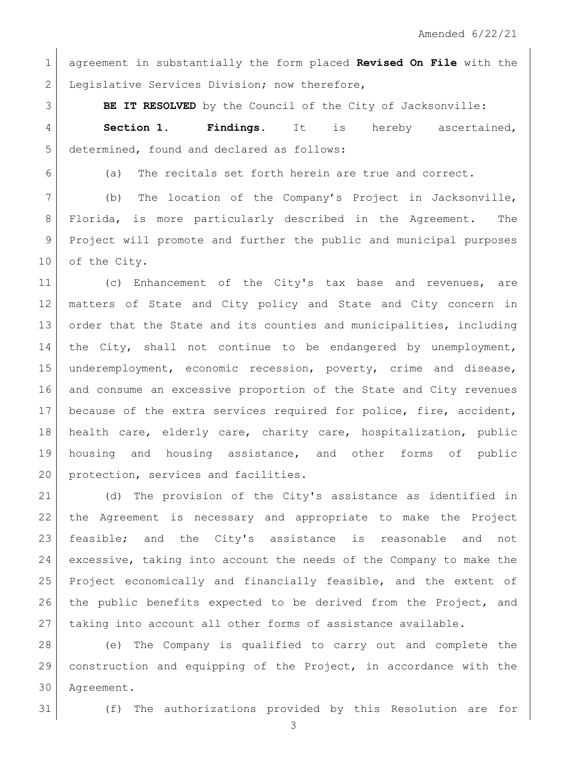agreement in substantially the form placed **Revised On File** with the Legislative Services Division; now therefore,

**BE IT RESOLVED** by the Council of the City of Jacksonville:

**Section 1. Findings.** It is hereby ascertained, determined, found and declared as follows:

(a) The recitals set forth herein are true and correct.

(b) The location of the Company's Project in Jacksonville, Florida, is more particularly described in the Agreement. The Project will promote and further the public and municipal purposes of the City.

(c) Enhancement of the City's tax base and revenues, are matters of State and City policy and State and City concern in order that the State and its counties and municipalities, including the City, shall not continue to be endangered by unemployment, underemployment, economic recession, poverty, crime and disease, and consume an excessive proportion of the State and City revenues because of the extra services required for police, fire, accident, health care, elderly care, charity care, hospitalization, public housing and housing assistance, and other forms of public protection, services and facilities.

(d) The provision of the City's assistance as identified in the Agreement is necessary and appropriate to make the Project feasible; and the City's assistance is reasonable and not excessive, taking into account the needs of the Company to make the Project economically and financially feasible, and the extent of the public benefits expected to be derived from the Project, and taking into account all other forms of assistance available.

(e) The Company is qualified to carry out and complete the construction and equipping of the Project, in accordance with the Agreement.

(f) The authorizations provided by this Resolution are for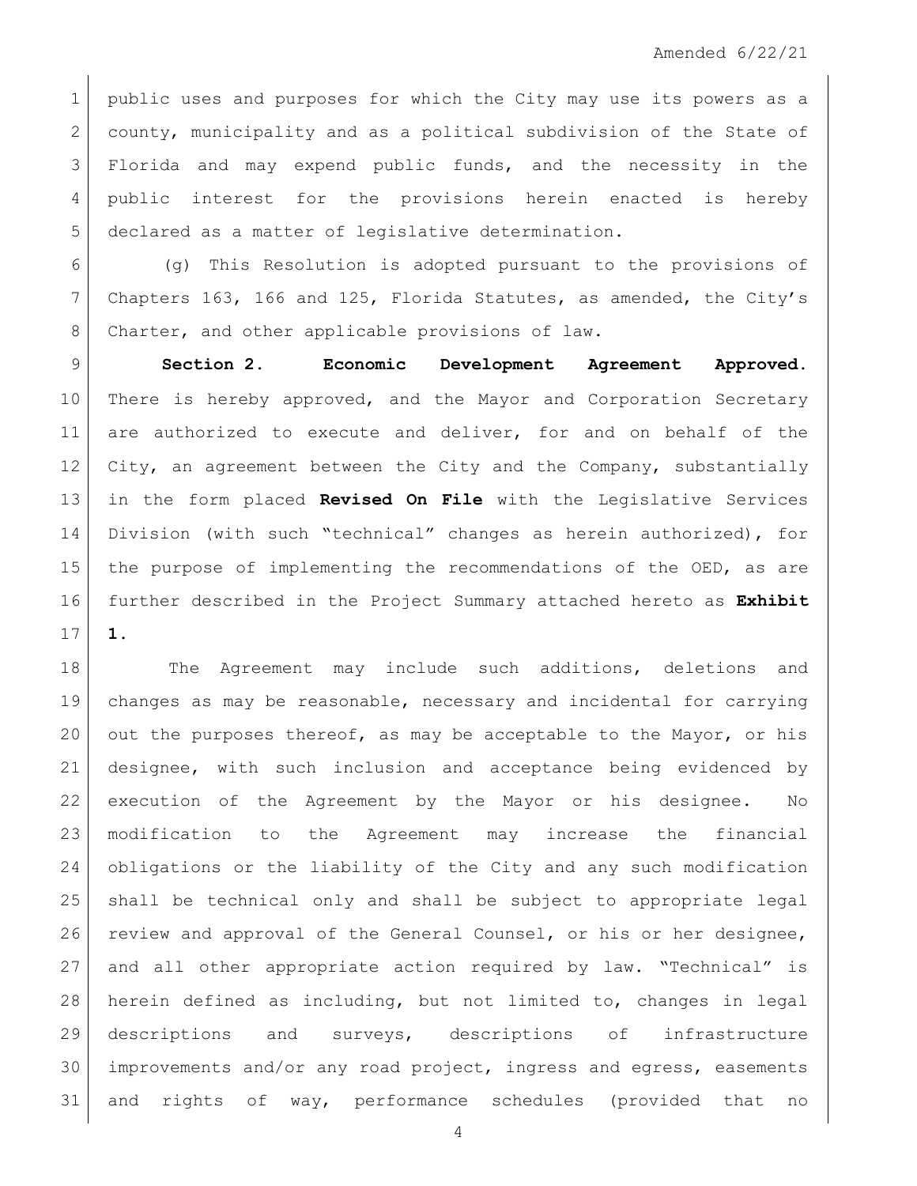public uses and purposes for which the City may use its powers as a county, municipality and as a political subdivision of the State of Florida and may expend public funds, and the necessity in the public interest for the provisions herein enacted is hereby declared as a matter of legislative determination.

(g) This Resolution is adopted pursuant to the provisions of Chapters 163, 166 and 125, Florida Statutes, as amended, the City's Charter, and other applicable provisions of law.

**Section 2. Economic Development Agreement Approved.** There is hereby approved, and the Mayor and Corporation Secretary are authorized to execute and deliver, for and on behalf of the City, an agreement between the City and the Company, substantially in the form placed **Revised On File** with the Legislative Services Division (with such "technical" changes as herein authorized), for the purpose of implementing the recommendations of the OED, as are further described in the Project Summary attached hereto as **Exhibit 1.**

The Agreement may include such additions, deletions and changes as may be reasonable, necessary and incidental for carrying out the purposes thereof, as may be acceptable to the Mayor, or his designee, with such inclusion and acceptance being evidenced by execution of the Agreement by the Mayor or his designee. No modification to the Agreement may increase the financial obligations or the liability of the City and any such modification shall be technical only and shall be subject to appropriate legal review and approval of the General Counsel, or his or her designee, and all other appropriate action required by law. "Technical" is herein defined as including, but not limited to, changes in legal descriptions and surveys, descriptions of infrastructure improvements and/or any road project, ingress and egress, easements and rights of way, performance schedules (provided that no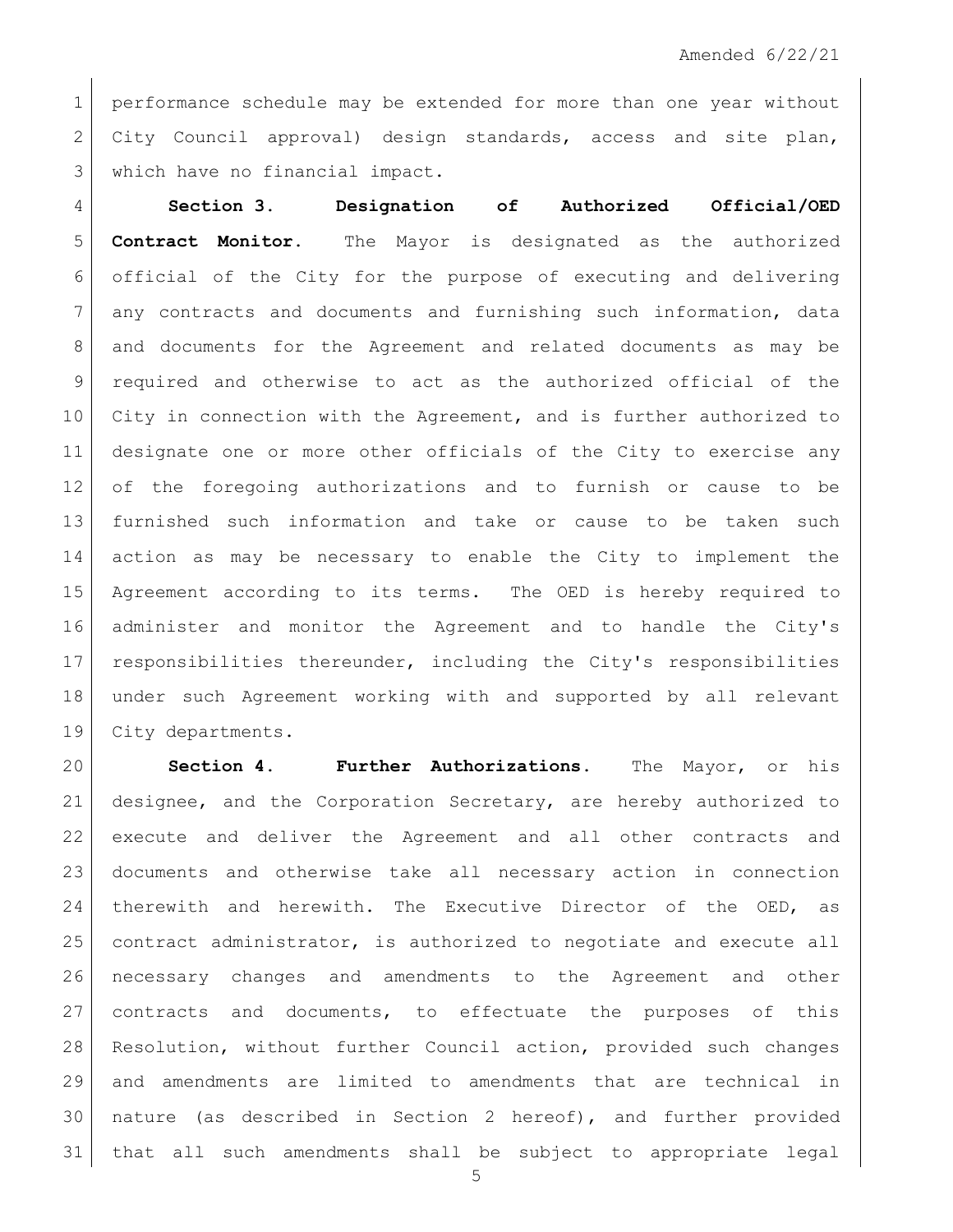performance schedule may be extended for more than one year without City Council approval) design standards, access and site plan, which have no financial impact.

**Section 3. Designation of Authorized Official/OED Contract Monitor.** The Mayor is designated as the authorized official of the City for the purpose of executing and delivering any contracts and documents and furnishing such information, data and documents for the Agreement and related documents as may be required and otherwise to act as the authorized official of the City in connection with the Agreement, and is further authorized to designate one or more other officials of the City to exercise any of the foregoing authorizations and to furnish or cause to be furnished such information and take or cause to be taken such action as may be necessary to enable the City to implement the Agreement according to its terms. The OED is hereby required to administer and monitor the Agreement and to handle the City's responsibilities thereunder, including the City's responsibilities under such Agreement working with and supported by all relevant City departments.

**Section 4. Further Authorizations.** The Mayor, or his designee, and the Corporation Secretary, are hereby authorized to execute and deliver the Agreement and all other contracts and documents and otherwise take all necessary action in connection therewith and herewith. The Executive Director of the OED, as contract administrator, is authorized to negotiate and execute all necessary changes and amendments to the Agreement and other contracts and documents, to effectuate the purposes of this Resolution, without further Council action, provided such changes and amendments are limited to amendments that are technical in nature (as described in Section 2 hereof), and further provided that all such amendments shall be subject to appropriate legal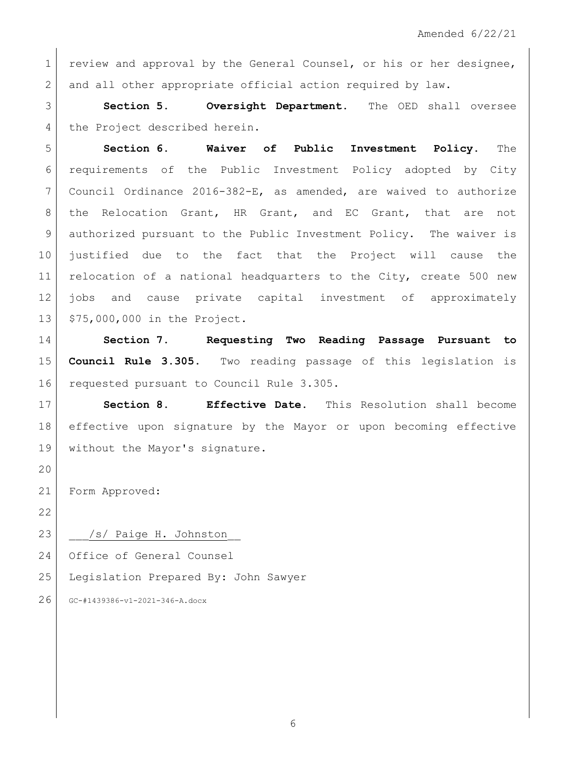review and approval by the General Counsel, or his or her designee, and all other appropriate official action required by law.

**Section 5. Oversight Department.** The OED shall oversee the Project described herein.

**Section 6. Waiver of Public Investment Policy.** The requirements of the Public Investment Policy adopted by City Council Ordinance 2016-382-E, as amended, are waived to authorize the Relocation Grant, HR Grant, and EC Grant, that are not authorized pursuant to the Public Investment Policy. The waiver is justified due to the fact that the Project will cause the relocation of a national headquarters to the City, create 500 new jobs and cause private capital investment of approximately $75,000,000 in the Project.

**Section 7. Requesting Two Reading Passage Pursuant to Council Rule 3.305.** Two reading passage of this legislation is requested pursuant to Council Rule 3.305.

**Section 8. Effective Date.** This Resolution shall become effective upon signature by the Mayor or upon becoming effective without the Mayor's signature.

Form Approved:

___/s/ Paige H. Johnston__

Office of General Counsel

Legislation Prepared By: John Sawyer

GC-#1439386-v1-2021-346-A.docx